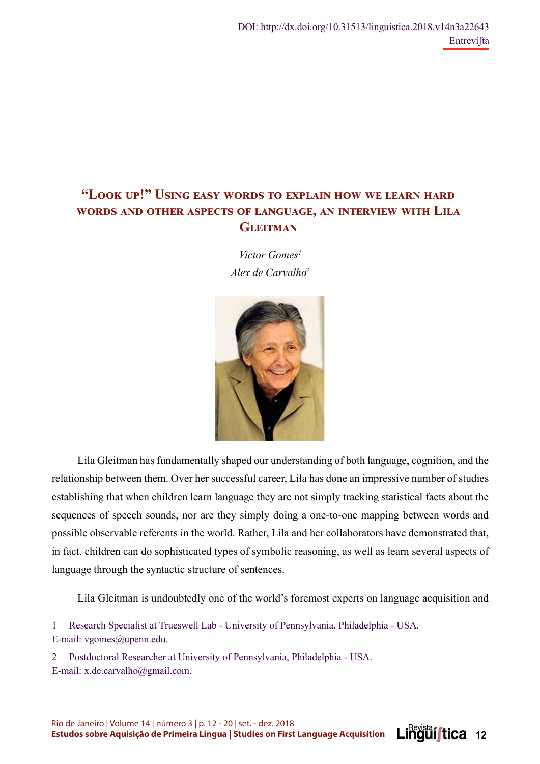DOI: http://dx.doi.org/10.31513/linguistica.2018.v14n3a22643

Entrevista

# "Look up!" Using easy words to explain how we learn hard words and other aspects of language, an interview with Lila Gleitman

*Victor Gomes*[1]

*Alex de Carvalho*[2]

Lila Gleitman has fundamentally shaped our understanding of both language, cognition, and the relationship between them. Over her successful career, Lila has done an impressive number of studies establishing that when children learn language they are not simply tracking statistical facts about the sequences of speech sounds, nor are they simply doing a one-to-one mapping between words and possible observable referents in the world. Rather, Lila and her collaborators have demonstrated that, in fact, children can do sophisticated types of symbolic reasoning, as well as learn several aspects of language through the syntactic structure of sentences.

Lila Gleitman is undoubtedly one of the world's foremost experts on language acquisition and

---

1 Research Specialist at Trueswell Lab - University of Pennsylvania, Philadelphia - USA.
E-mail: vgomes@upenn.edu.

2 Postdoctoral Researcher at University of Pennsylvania, Philadelphia - USA.
E-mail: x.de.carvalho@gmail.com.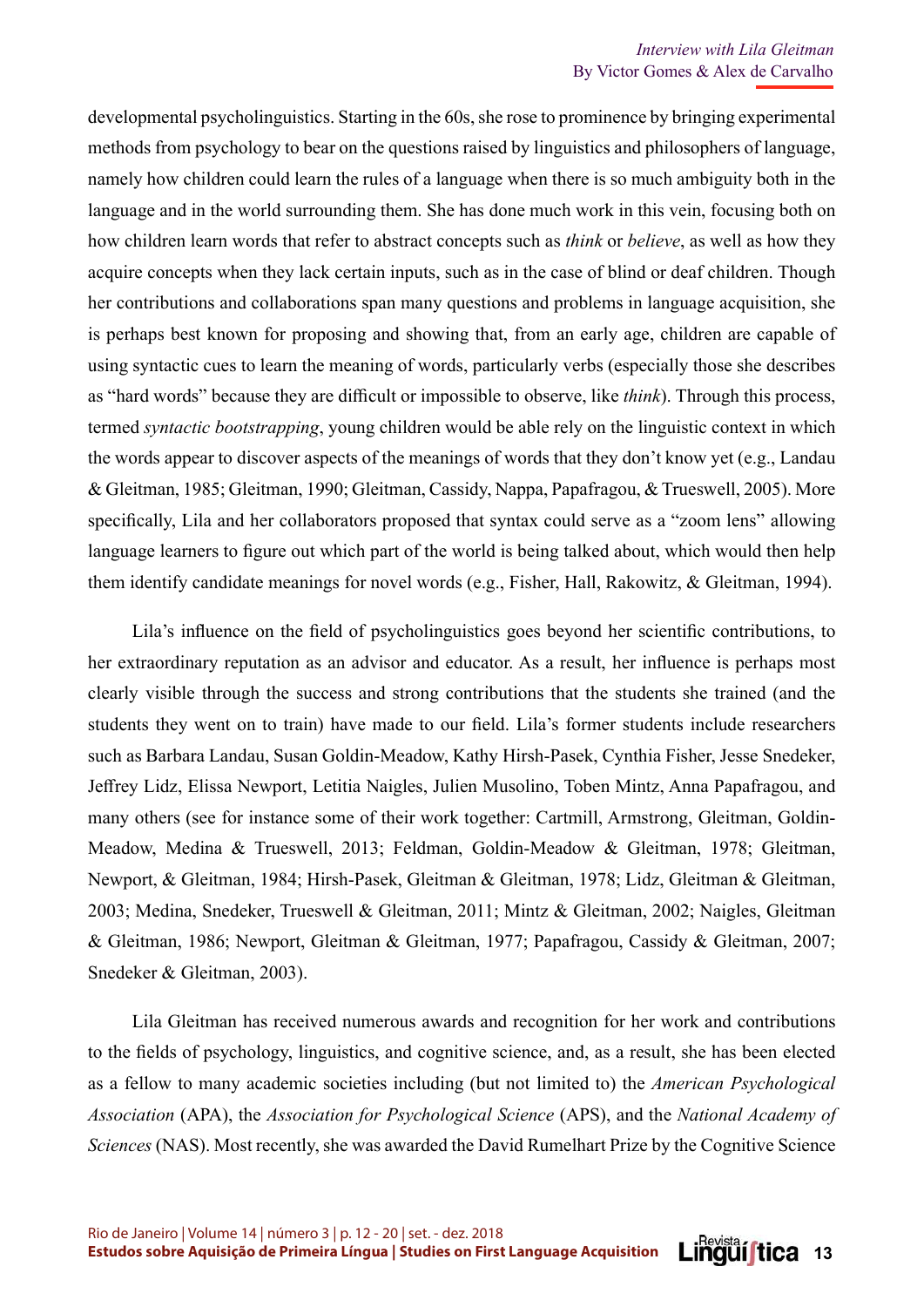developmental psycholinguistics. Starting in the 60s, she rose to prominence by bringing experimental methods from psychology to bear on the questions raised by linguistics and philosophers of language, namely how children could learn the rules of a language when there is so much ambiguity both in the language and in the world surrounding them. She has done much work in this vein, focusing both on how children learn words that refer to abstract concepts such as *think* or *believe*, as well as how they acquire concepts when they lack certain inputs, such as in the case of blind or deaf children. Though her contributions and collaborations span many questions and problems in language acquisition, she is perhaps best known for proposing and showing that, from an early age, children are capable of using syntactic cues to learn the meaning of words, particularly verbs (especially those she describes as "hard words" because they are difficult or impossible to observe, like *think*). Through this process, termed *syntactic bootstrapping*, young children would be able rely on the linguistic context in which the words appear to discover aspects of the meanings of words that they don't know yet (e.g., Landau & Gleitman, 1985; Gleitman, 1990; Gleitman, Cassidy, Nappa, Papafragou, & Trueswell, 2005). More specifically, Lila and her collaborators proposed that syntax could serve as a "zoom lens" allowing language learners to figure out which part of the world is being talked about, which would then help them identify candidate meanings for novel words (e.g., Fisher, Hall, Rakowitz, & Gleitman, 1994).

Lila's influence on the field of psycholinguistics goes beyond her scientific contributions, to her extraordinary reputation as an advisor and educator. As a result, her influence is perhaps most clearly visible through the success and strong contributions that the students she trained (and the students they went on to train) have made to our field. Lila's former students include researchers such as Barbara Landau, Susan Goldin-Meadow, Kathy Hirsh-Pasek, Cynthia Fisher, Jesse Snedeker, Jeffrey Lidz, Elissa Newport, Letitia Naigles, Julien Musolino, Toben Mintz, Anna Papafragou, and many others (see for instance some of their work together: Cartmill, Armstrong, Gleitman, Goldin-Meadow, Medina & Trueswell, 2013; Feldman, Goldin-Meadow & Gleitman, 1978; Gleitman, Newport, & Gleitman, 1984; Hirsh-Pasek, Gleitman & Gleitman, 1978; Lidz, Gleitman & Gleitman, 2003; Medina, Snedeker, Trueswell & Gleitman, 2011; Mintz & Gleitman, 2002; Naigles, Gleitman & Gleitman, 1986; Newport, Gleitman & Gleitman, 1977; Papafragou, Cassidy & Gleitman, 2007; Snedeker & Gleitman, 2003).

Lila Gleitman has received numerous awards and recognition for her work and contributions to the fields of psychology, linguistics, and cognitive science, and, as a result, she has been elected as a fellow to many academic societies including (but not limited to) the *American Psychological Association* (APA), the *Association for Psychological Science* (APS), and the *National Academy of Sciences* (NAS). Most recently, she was awarded the David Rumelhart Prize by the Cognitive Science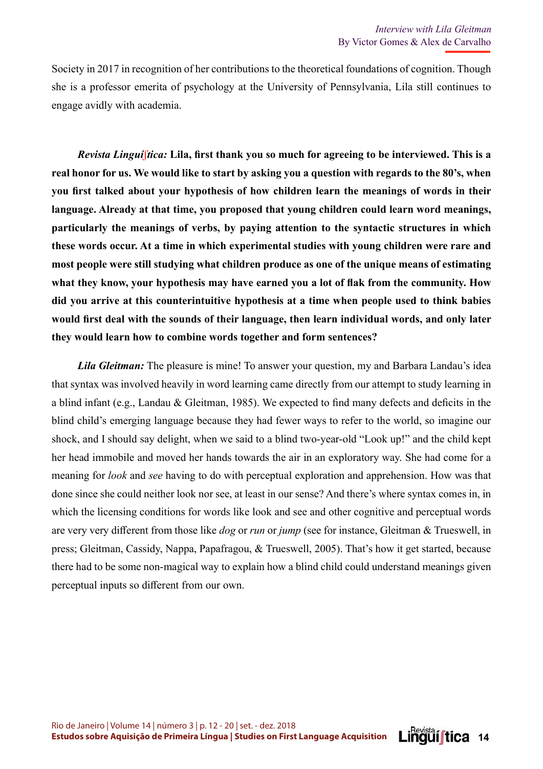Society in 2017 in recognition of her contributions to the theoretical foundations of cognition. Though she is a professor emerita of psychology at the University of Pennsylvania, Lila still continues to engage avidly with academia.

***Revista Linguíʃtica:* Lila, first thank you so much for agreeing to be interviewed. This is a real honor for us. We would like to start by asking you a question with regards to the 80's, when you first talked about your hypothesis of how children learn the meanings of words in their language. Already at that time, you proposed that young children could learn word meanings, particularly the meanings of verbs, by paying attention to the syntactic structures in which these words occur. At a time in which experimental studies with young children were rare and most people were still studying what children produce as one of the unique means of estimating what they know, your hypothesis may have earned you a lot of flak from the community. How did you arrive at this counterintuitive hypothesis at a time when people used to think babies would first deal with the sounds of their language, then learn individual words, and only later they would learn how to combine words together and form sentences?**

***Lila Gleitman:*** The pleasure is mine! To answer your question, my and Barbara Landau's idea that syntax was involved heavily in word learning came directly from our attempt to study learning in a blind infant (e.g., Landau & Gleitman, 1985). We expected to find many defects and deficits in the blind child's emerging language because they had fewer ways to refer to the world, so imagine our shock, and I should say delight, when we said to a blind two-year-old "Look up!" and the child kept her head immobile and moved her hands towards the air in an exploratory way. She had come for a meaning for *look* and *see* having to do with perceptual exploration and apprehension. How was that done since she could neither look nor see, at least in our sense? And there's where syntax comes in, in which the licensing conditions for words like look and see and other cognitive and perceptual words are very very different from those like *dog* or *run* or *jump* (see for instance, Gleitman & Trueswell, in press; Gleitman, Cassidy, Nappa, Papafragou, & Trueswell, 2005). That's how it get started, because there had to be some non-magical way to explain how a blind child could understand meanings given perceptual inputs so different from our own.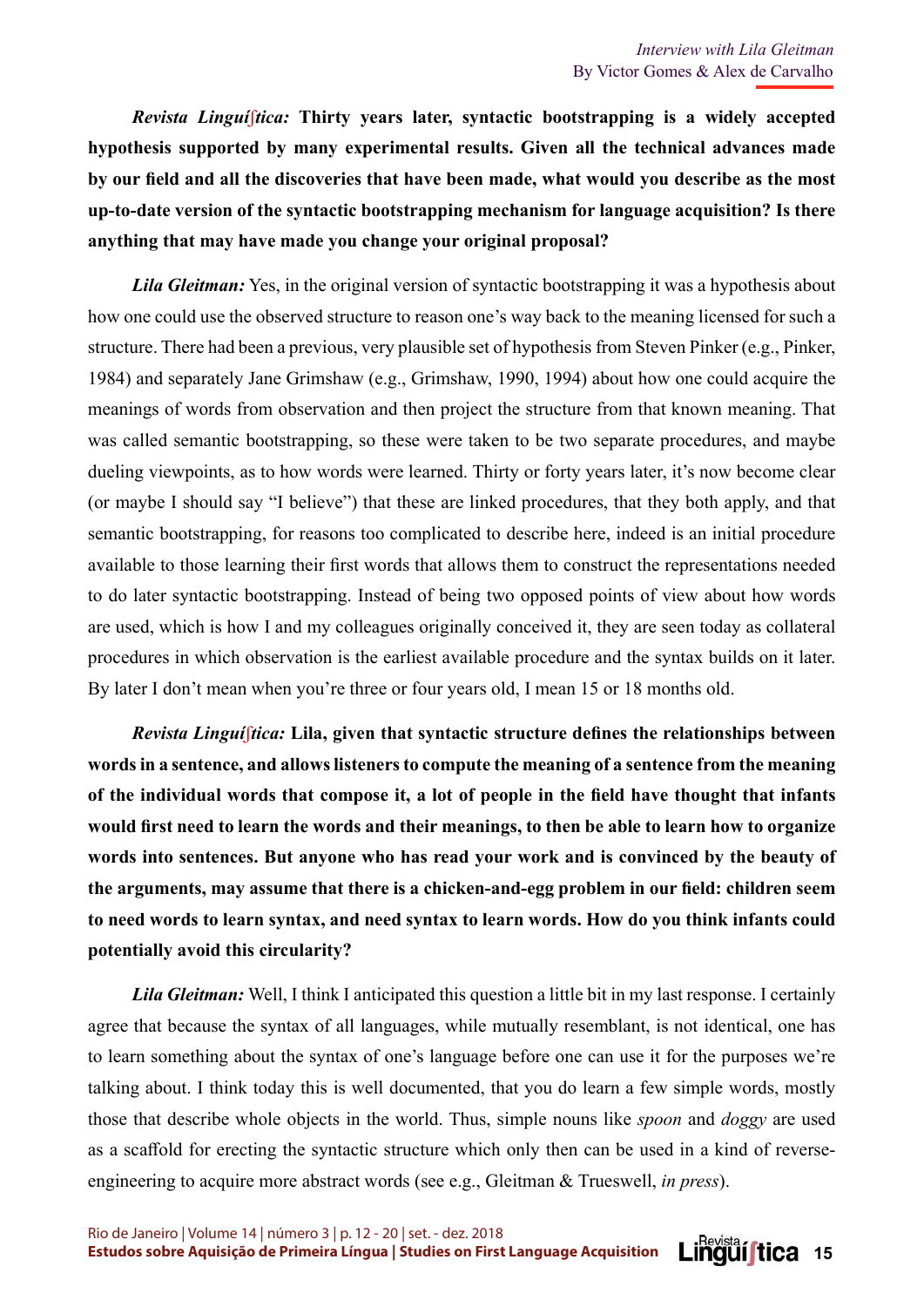***Revista Linguí∫tica:* Thirty years later, syntactic bootstrapping is a widely accepted hypothesis supported by many experimental results. Given all the technical advances made by our field and all the discoveries that have been made, what would you describe as the most up-to-date version of the syntactic bootstrapping mechanism for language acquisition? Is there anything that may have made you change your original proposal?**

***Lila Gleitman:*** Yes, in the original version of syntactic bootstrapping it was a hypothesis about how one could use the observed structure to reason one's way back to the meaning licensed for such a structure. There had been a previous, very plausible set of hypothesis from Steven Pinker (e.g., Pinker, 1984) and separately Jane Grimshaw (e.g., Grimshaw, 1990, 1994) about how one could acquire the meanings of words from observation and then project the structure from that known meaning. That was called semantic bootstrapping, so these were taken to be two separate procedures, and maybe dueling viewpoints, as to how words were learned. Thirty or forty years later, it's now become clear (or maybe I should say "I believe") that these are linked procedures, that they both apply, and that semantic bootstrapping, for reasons too complicated to describe here, indeed is an initial procedure available to those learning their first words that allows them to construct the representations needed to do later syntactic bootstrapping. Instead of being two opposed points of view about how words are used, which is how I and my colleagues originally conceived it, they are seen today as collateral procedures in which observation is the earliest available procedure and the syntax builds on it later. By later I don't mean when you're three or four years old, I mean 15 or 18 months old.

***Revista Linguí∫tica:* Lila, given that syntactic structure defines the relationships between words in a sentence, and allows listeners to compute the meaning of a sentence from the meaning of the individual words that compose it, a lot of people in the field have thought that infants would first need to learn the words and their meanings, to then be able to learn how to organize words into sentences. But anyone who has read your work and is convinced by the beauty of the arguments, may assume that there is a chicken-and-egg problem in our field: children seem to need words to learn syntax, and need syntax to learn words. How do you think infants could potentially avoid this circularity?**

***Lila Gleitman:*** Well, I think I anticipated this question a little bit in my last response. I certainly agree that because the syntax of all languages, while mutually resemblant, is not identical, one has to learn something about the syntax of one's language before one can use it for the purposes we're talking about. I think today this is well documented, that you do learn a few simple words, mostly those that describe whole objects in the world. Thus, simple nouns like *spoon* and *doggy* are used as a scaffold for erecting the syntactic structure which only then can be used in a kind of reverse-engineering to acquire more abstract words (see e.g., Gleitman & Trueswell, *in press*).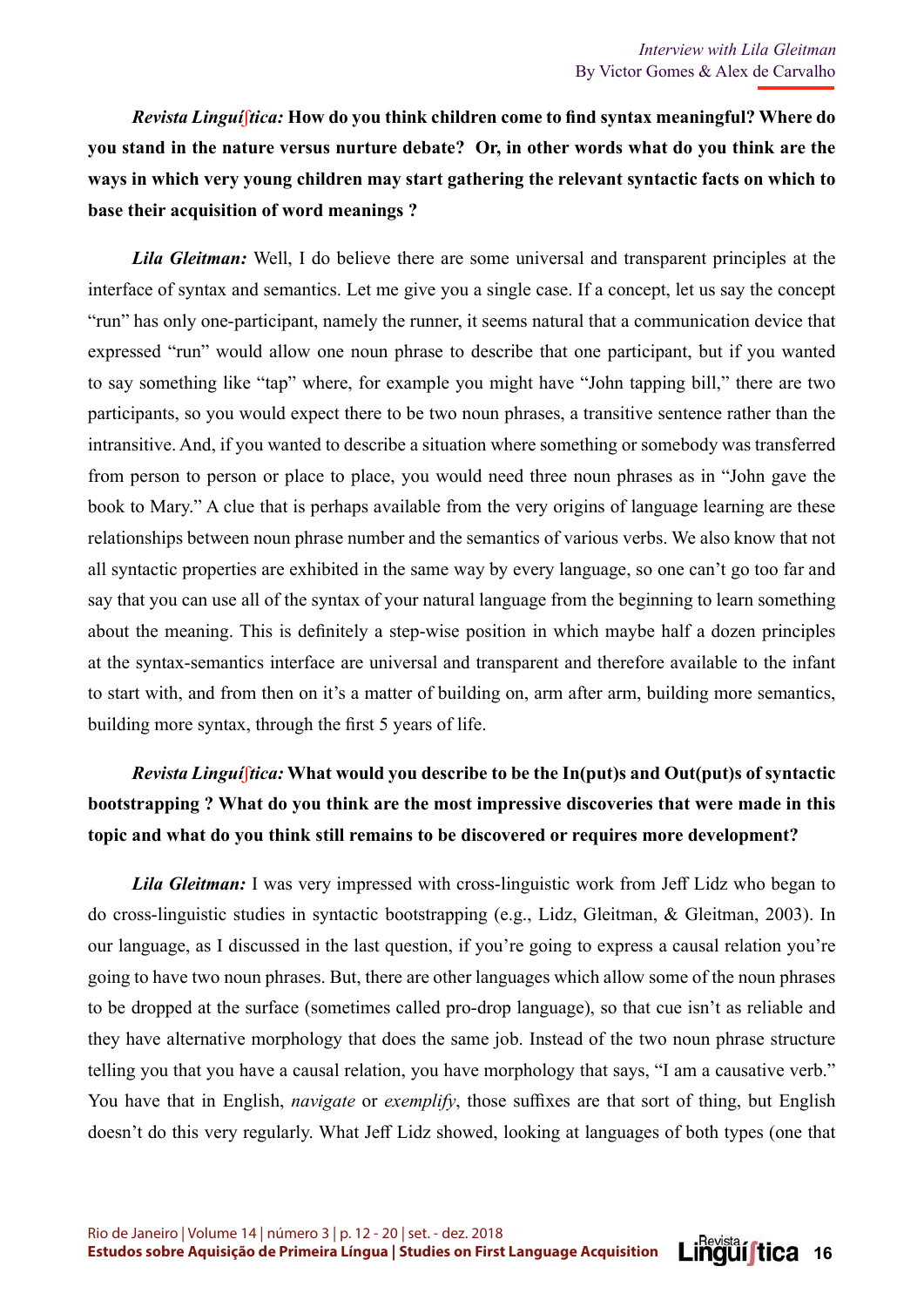***Revista Linguíʃtica:* How do you think children come to find syntax meaningful? Where do you stand in the nature versus nurture debate? Or, in other words what do you think are the ways in which very young children may start gathering the relevant syntactic facts on which to base their acquisition of word meanings ?**

***Lila Gleitman:*** Well, I do believe there are some universal and transparent principles at the interface of syntax and semantics. Let me give you a single case. If a concept, let us say the concept "run" has only one-participant, namely the runner, it seems natural that a communication device that expressed "run" would allow one noun phrase to describe that one participant, but if you wanted to say something like "tap" where, for example you might have "John tapping bill," there are two participants, so you would expect there to be two noun phrases, a transitive sentence rather than the intransitive. And, if you wanted to describe a situation where something or somebody was transferred from person to person or place to place, you would need three noun phrases as in "John gave the book to Mary." A clue that is perhaps available from the very origins of language learning are these relationships between noun phrase number and the semantics of various verbs. We also know that not all syntactic properties are exhibited in the same way by every language, so one can't go too far and say that you can use all of the syntax of your natural language from the beginning to learn something about the meaning. This is definitely a step-wise position in which maybe half a dozen principles at the syntax-semantics interface are universal and transparent and therefore available to the infant to start with, and from then on it's a matter of building on, arm after arm, building more semantics, building more syntax, through the first 5 years of life.

***Revista Linguíʃtica:* What would you describe to be the In(put)s and Out(put)s of syntactic bootstrapping ? What do you think are the most impressive discoveries that were made in this topic and what do you think still remains to be discovered or requires more development?**

***Lila Gleitman:*** I was very impressed with cross-linguistic work from Jeff Lidz who began to do cross-linguistic studies in syntactic bootstrapping (e.g., Lidz, Gleitman, & Gleitman, 2003). In our language, as I discussed in the last question, if you're going to express a causal relation you're going to have two noun phrases. But, there are other languages which allow some of the noun phrases to be dropped at the surface (sometimes called pro-drop language), so that cue isn't as reliable and they have alternative morphology that does the same job. Instead of the two noun phrase structure telling you that you have a causal relation, you have morphology that says, "I am a causative verb." You have that in English, *navigate* or *exemplify*, those suffixes are that sort of thing, but English doesn't do this very regularly. What Jeff Lidz showed, looking at languages of both types (one that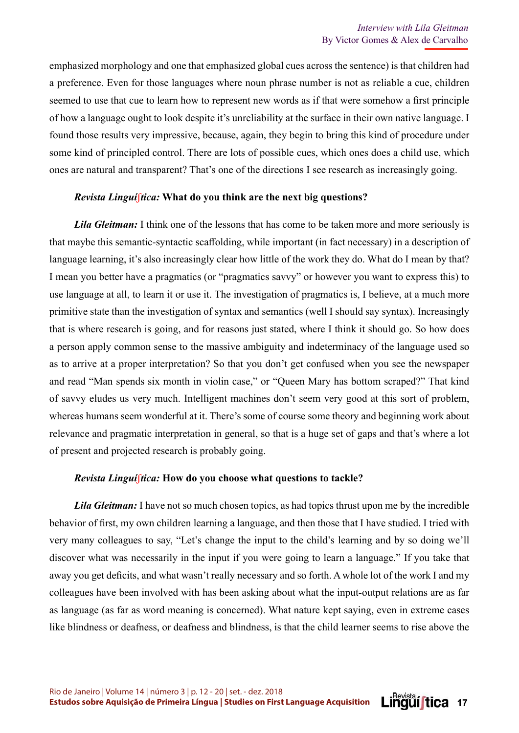emphasized morphology and one that emphasized global cues across the sentence) is that children had a preference. Even for those languages where noun phrase number is not as reliable a cue, children seemed to use that cue to learn how to represent new words as if that were somehow a first principle of how a language ought to look despite it's unreliability at the surface in their own native language. I found those results very impressive, because, again, they begin to bring this kind of procedure under some kind of principled control. There are lots of possible cues, which ones does a child use, which ones are natural and transparent? That's one of the directions I see research as increasingly going.

***Revista Linguíʃtica:*** **What do you think are the next big questions?**

***Lila Gleitman:*** I think one of the lessons that has come to be taken more and more seriously is that maybe this semantic-syntactic scaffolding, while important (in fact necessary) in a description of language learning, it's also increasingly clear how little of the work they do. What do I mean by that? I mean you better have a pragmatics (or "pragmatics savvy" or however you want to express this) to use language at all, to learn it or use it. The investigation of pragmatics is, I believe, at a much more primitive state than the investigation of syntax and semantics (well I should say syntax). Increasingly that is where research is going, and for reasons just stated, where I think it should go. So how does a person apply common sense to the massive ambiguity and indeterminacy of the language used so as to arrive at a proper interpretation? So that you don't get confused when you see the newspaper and read "Man spends six month in violin case," or "Queen Mary has bottom scraped?" That kind of savvy eludes us very much. Intelligent machines don't seem very good at this sort of problem, whereas humans seem wonderful at it. There's some of course some theory and beginning work about relevance and pragmatic interpretation in general, so that is a huge set of gaps and that's where a lot of present and projected research is probably going.

***Revista Linguíʃtica:*** **How do you choose what questions to tackle?**

***Lila Gleitman:*** I have not so much chosen topics, as had topics thrust upon me by the incredible behavior of first, my own children learning a language, and then those that I have studied. I tried with very many colleagues to say, "Let's change the input to the child's learning and by so doing we'll discover what was necessarily in the input if you were going to learn a language." If you take that away you get deficits, and what wasn't really necessary and so forth. A whole lot of the work I and my colleagues have been involved with has been asking about what the input-output relations are as far as language (as far as word meaning is concerned). What nature kept saying, even in extreme cases like blindness or deafness, or deafness and blindness, is that the child learner seems to rise above the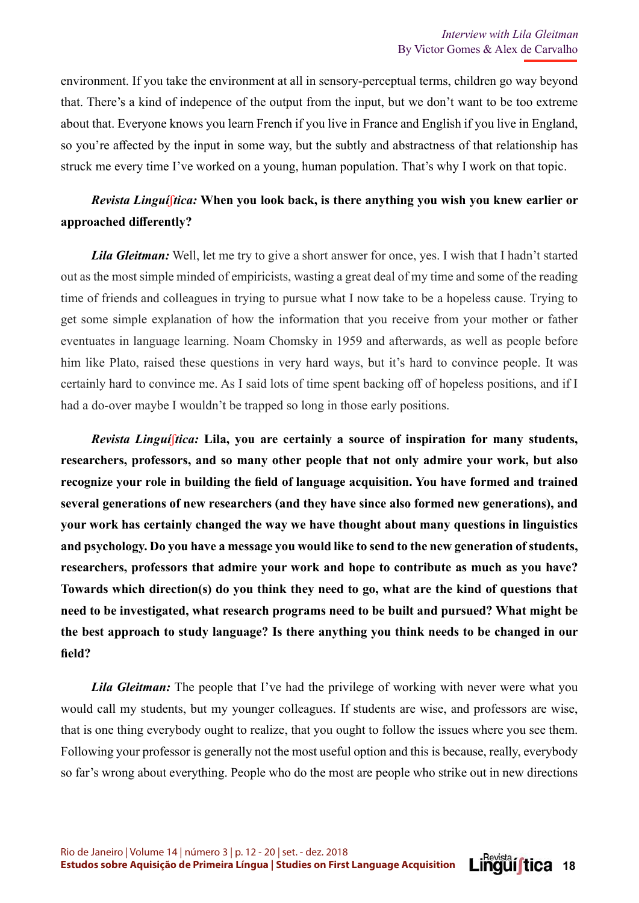environment. If you take the environment at all in sensory-perceptual terms, children go way beyond that. There's a kind of indepence of the output from the input, but we don't want to be too extreme about that. Everyone knows you learn French if you live in France and English if you live in England, so you're affected by the input in some way, but the subtly and abstractness of that relationship has struck me every time I've worked on a young, human population. That's why I work on that topic.

***Revista Linguíʃtica:* When you look back, is there anything you wish you knew earlier or approached differently?**

***Lila Gleitman:*** Well, let me try to give a short answer for once, yes. I wish that I hadn't started out as the most simple minded of empiricists, wasting a great deal of my time and some of the reading time of friends and colleagues in trying to pursue what I now take to be a hopeless cause. Trying to get some simple explanation of how the information that you receive from your mother or father eventuates in language learning. Noam Chomsky in 1959 and afterwards, as well as people before him like Plato, raised these questions in very hard ways, but it's hard to convince people. It was certainly hard to convince me. As I said lots of time spent backing off of hopeless positions, and if I had a do-over maybe I wouldn't be trapped so long in those early positions.

***Revista Linguíʃtica:* Lila, you are certainly a source of inspiration for many students, researchers, professors, and so many other people that not only admire your work, but also recognize your role in building the field of language acquisition. You have formed and trained several generations of new researchers (and they have since also formed new generations), and your work has certainly changed the way we have thought about many questions in linguistics and psychology. Do you have a message you would like to send to the new generation of students, researchers, professors that admire your work and hope to contribute as much as you have? Towards which direction(s) do you think they need to go, what are the kind of questions that need to be investigated, what research programs need to be built and pursued? What might be the best approach to study language? Is there anything you think needs to be changed in our field?**

***Lila Gleitman:*** The people that I've had the privilege of working with never were what you would call my students, but my younger colleagues. If students are wise, and professors are wise, that is one thing everybody ought to realize, that you ought to follow the issues where you see them. Following your professor is generally not the most useful option and this is because, really, everybody so far's wrong about everything. People who do the most are people who strike out in new directions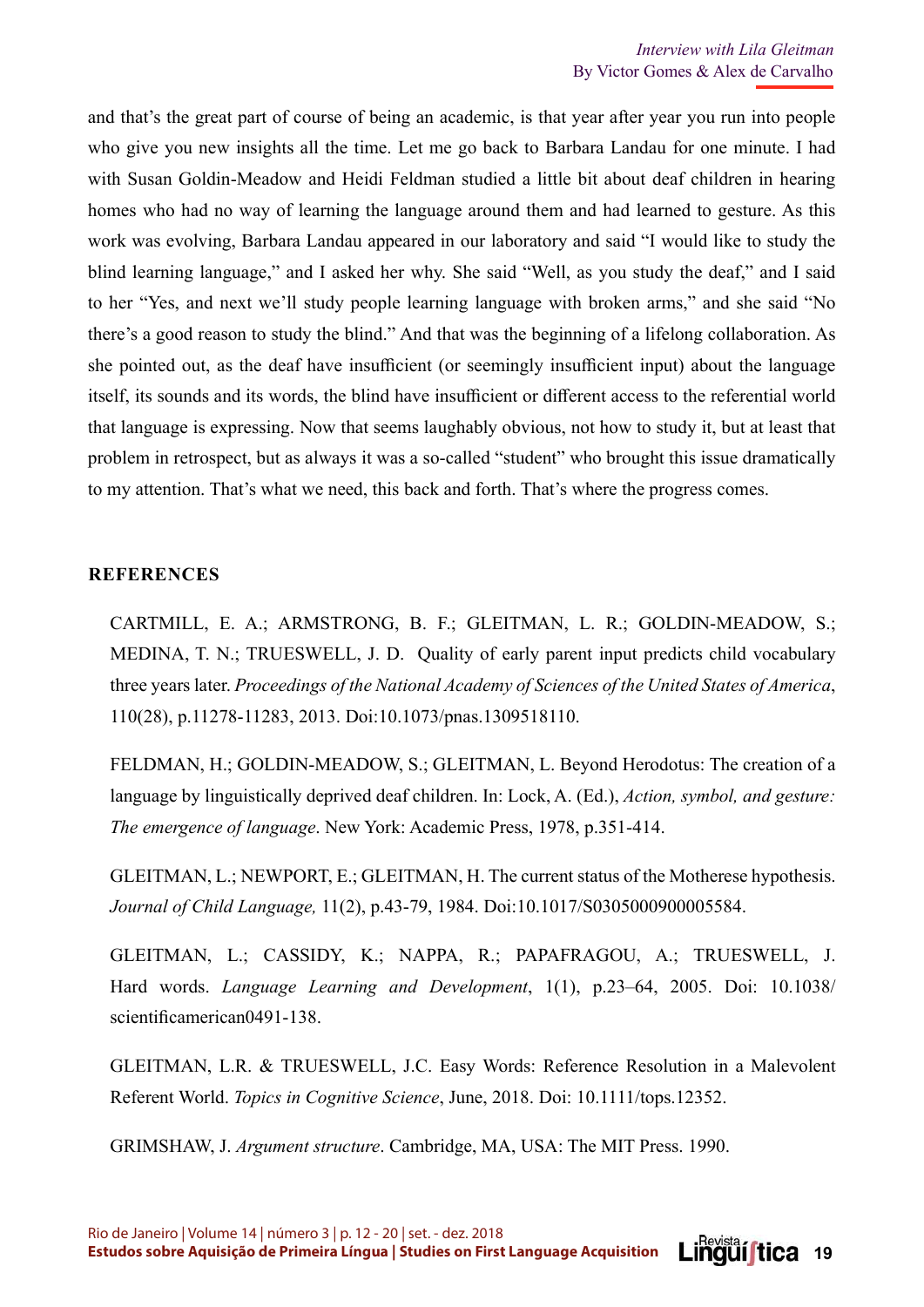and that's the great part of course of being an academic, is that year after year you run into people who give you new insights all the time. Let me go back to Barbara Landau for one minute. I had with Susan Goldin-Meadow and Heidi Feldman studied a little bit about deaf children in hearing homes who had no way of learning the language around them and had learned to gesture. As this work was evolving, Barbara Landau appeared in our laboratory and said "I would like to study the blind learning language," and I asked her why. She said "Well, as you study the deaf," and I said to her "Yes, and next we'll study people learning language with broken arms," and she said "No there's a good reason to study the blind." And that was the beginning of a lifelong collaboration. As she pointed out, as the deaf have insufficient (or seemingly insufficient input) about the language itself, its sounds and its words, the blind have insufficient or different access to the referential world that language is expressing. Now that seems laughably obvious, not how to study it, but at least that problem in retrospect, but as always it was a so-called "student" who brought this issue dramatically to my attention. That's what we need, this back and forth. That's where the progress comes.

## REFERENCES

CARTMILL, E. A.; ARMSTRONG, B. F.; GLEITMAN, L. R.; GOLDIN-MEADOW, S.; MEDINA, T. N.; TRUESWELL, J. D. Quality of early parent input predicts child vocabulary three years later. *Proceedings of the National Academy of Sciences of the United States of America*, 110(28), p.11278-11283, 2013. Doi:10.1073/pnas.1309518110.

FELDMAN, H.; GOLDIN-MEADOW, S.; GLEITMAN, L. Beyond Herodotus: The creation of a language by linguistically deprived deaf children. In: Lock, A. (Ed.), *Action, symbol, and gesture: The emergence of language*. New York: Academic Press, 1978, p.351-414.

GLEITMAN, L.; NEWPORT, E.; GLEITMAN, H. The current status of the Motherese hypothesis. *Journal of Child Language,* 11(2), p.43-79, 1984. Doi:10.1017/S0305000900005584.

GLEITMAN, L.; CASSIDY, K.; NAPPA, R.; PAPAFRAGOU, A.; TRUESWELL, J. Hard words. *Language Learning and Development*, 1(1), p.23–64, 2005. Doi: 10.1038/scientificamerican0491-138.

GLEITMAN, L.R. & TRUESWELL, J.C. Easy Words: Reference Resolution in a Malevolent Referent World. *Topics in Cognitive Science*, June, 2018. Doi: 10.1111/tops.12352.

GRIMSHAW, J. *Argument structure*. Cambridge, MA, USA: The MIT Press. 1990.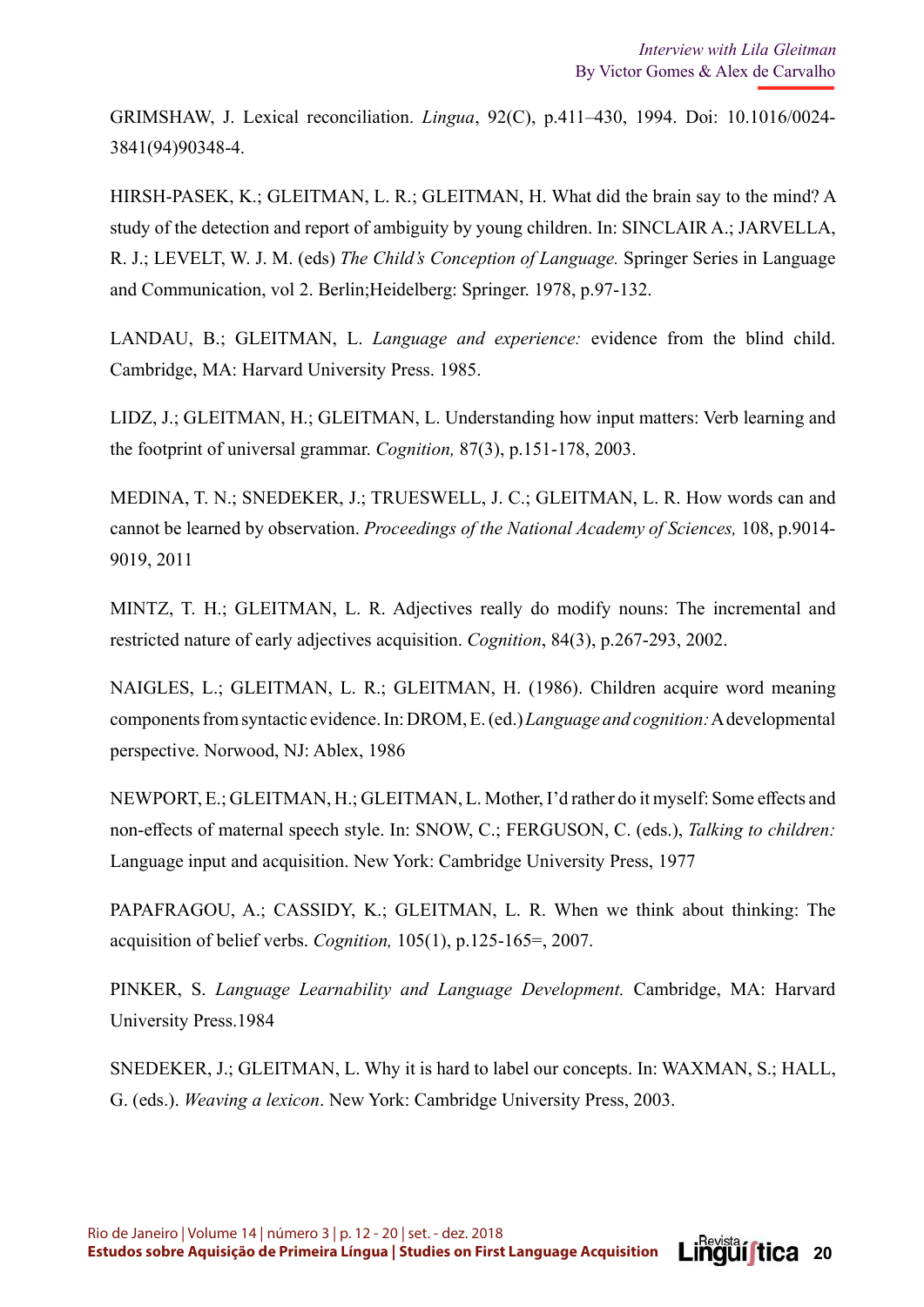GRIMSHAW, J. Lexical reconciliation. *Lingua*, 92(C), p.411–430, 1994. Doi: 10.1016/0024-3841(94)90348-4.

HIRSH-PASEK, K.; GLEITMAN, L. R.; GLEITMAN, H. What did the brain say to the mind? A study of the detection and report of ambiguity by young children. In: SINCLAIR A.; JARVELLA, R. J.; LEVELT, W. J. M. (eds) *The Child's Conception of Language.* Springer Series in Language and Communication, vol 2. Berlin;Heidelberg: Springer. 1978, p.97-132.

LANDAU, B.; GLEITMAN, L. *Language and experience:* evidence from the blind child. Cambridge, MA: Harvard University Press. 1985.

LIDZ, J.; GLEITMAN, H.; GLEITMAN, L. Understanding how input matters: Verb learning and the footprint of universal grammar. *Cognition,* 87(3), p.151-178, 2003.

MEDINA, T. N.; SNEDEKER, J.; TRUESWELL, J. C.; GLEITMAN, L. R. How words can and cannot be learned by observation. *Proceedings of the National Academy of Sciences,* 108, p.9014-9019, 2011

MINTZ, T. H.; GLEITMAN, L. R. Adjectives really do modify nouns: The incremental and restricted nature of early adjectives acquisition. *Cognition*, 84(3), p.267-293, 2002.

NAIGLES, L.; GLEITMAN, L. R.; GLEITMAN, H. (1986). Children acquire word meaning components from syntactic evidence. In: DROM, E. (ed.) *Language and cognition:* A developmental perspective. Norwood, NJ: Ablex, 1986

NEWPORT, E.; GLEITMAN, H.; GLEITMAN, L. Mother, I'd rather do it myself: Some effects and non-effects of maternal speech style. In: SNOW, C.; FERGUSON, C. (eds.), *Talking to children:* Language input and acquisition. New York: Cambridge University Press, 1977

PAPAFRAGOU, A.; CASSIDY, K.; GLEITMAN, L. R. When we think about thinking: The acquisition of belief verbs. *Cognition,* 105(1), p.125-165=, 2007.

PINKER, S. *Language Learnability and Language Development.* Cambridge, MA: Harvard University Press.1984

SNEDEKER, J.; GLEITMAN, L. Why it is hard to label our concepts. In: WAXMAN, S.; HALL, G. (eds.). *Weaving a lexicon*. New York: Cambridge University Press, 2003.